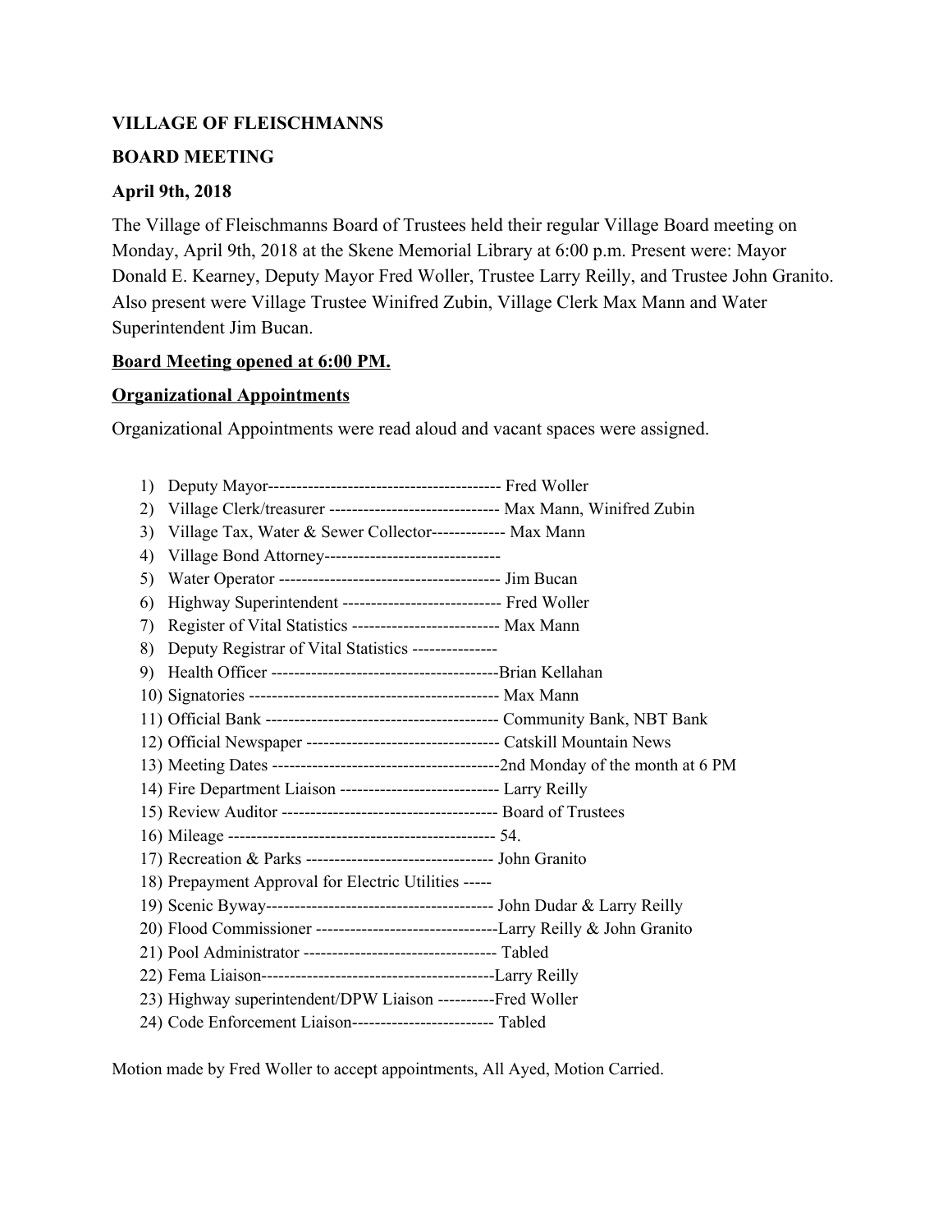**VILLAGE OF FLEISCHMANNS**

**BOARD MEETING**

**April 9th, 2018**

The Village of Fleischmanns Board of Trustees held their regular Village Board meeting on Monday, April 9th, 2018 at the Skene Memorial Library at 6:00 p.m. Present were: Mayor Donald E. Kearney, Deputy Mayor Fred Woller, Trustee Larry Reilly, and Trustee John Granito. Also present were Village Trustee Winifred Zubin, Village Clerk Max Mann and Water Superintendent Jim Bucan.

**<u>Board Meeting opened at 6:00 PM.</u>**

**<u>Organizational Appointments</u>**

Organizational Appointments were read aloud and vacant spaces were assigned.

1) Deputy Mayor----------------------------------------- Fred Woller
2) Village Clerk/treasurer ------------------------------ Max Mann, Winifred Zubin
3) Village Tax, Water & Sewer Collector------------- Max Mann
4) Village Bond Attorney-------------------------------
5) Water Operator --------------------------------------- Jim Bucan
6) Highway Superintendent ---------------------------- Fred Woller
7) Register of Vital Statistics -------------------------- Max Mann
8) Deputy Registrar of Vital Statistics --------------
9) Health Officer ----------------------------------------Brian Kellahan
10) Signatories ------------------------------------------- Max Mann
11) Official Bank ----------------------------------------- Community Bank, NBT Bank
12) Official Newspaper ---------------------------------- Catskill Mountain News
13) Meeting Dates ----------------------------------------2nd Monday of the month at 6 PM
14) Fire Department Liaison ---------------------------- Larry Reilly
15) Review Auditor ------------------------------------- Board of Trustees
16) Mileage ----------------------------------------------- 54.
17) Recreation & Parks --------------------------------- John Granito
18) Prepayment Approval for Electric Utilities -----
19) Scenic Byway---------------------------------------- John Dudar & Larry Reilly
20) Flood Commissioner --------------------------------Larry Reilly & John Granito
21) Pool Administrator ---------------------------------- Tabled
22) Fema Liaison-----------------------------------------Larry Reilly
23) Highway superintendent/DPW Liaison ----------Fred Woller
24) Code Enforcement Liaison------------------------- Tabled

Motion made by Fred Woller to accept appointments, All Ayed, Motion Carried.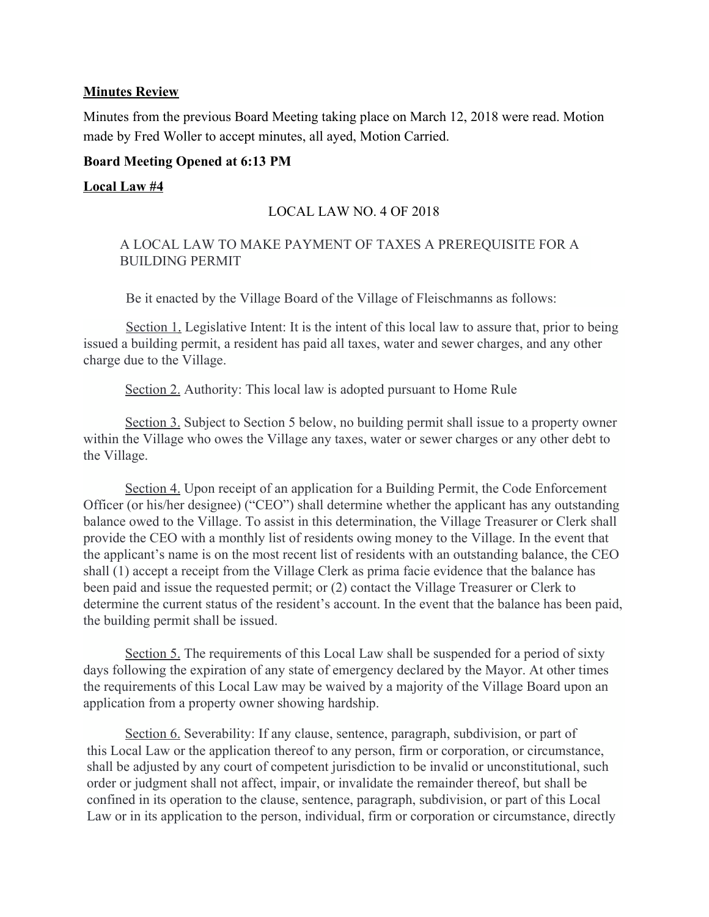**Minutes Review**

Minutes from the previous Board Meeting taking place on March 12, 2018 were read. Motion made by Fred Woller to accept minutes, all ayed, Motion Carried.

**Board Meeting Opened at 6:13 PM**

**Local Law #4**

LOCAL LAW NO. 4 OF 2018

A LOCAL LAW TO MAKE PAYMENT OF TAXES A PREREQUISITE FOR A BUILDING PERMIT

Be it enacted by the Village Board of the Village of Fleischmanns as follows:

Section 1. Legislative Intent: It is the intent of this local law to assure that, prior to being issued a building permit, a resident has paid all taxes, water and sewer charges, and any other charge due to the Village.

Section 2. Authority: This local law is adopted pursuant to Home Rule

Section 3. Subject to Section 5 below, no building permit shall issue to a property owner within the Village who owes the Village any taxes, water or sewer charges or any other debt to the Village.

Section 4. Upon receipt of an application for a Building Permit, the Code Enforcement Officer (or his/her designee) ("CEO") shall determine whether the applicant has any outstanding balance owed to the Village. To assist in this determination, the Village Treasurer or Clerk shall provide the CEO with a monthly list of residents owing money to the Village. In the event that the applicant's name is on the most recent list of residents with an outstanding balance, the CEO shall (1) accept a receipt from the Village Clerk as prima facie evidence that the balance has been paid and issue the requested permit; or (2) contact the Village Treasurer or Clerk to determine the current status of the resident's account. In the event that the balance has been paid, the building permit shall be issued.

Section 5. The requirements of this Local Law shall be suspended for a period of sixty days following the expiration of any state of emergency declared by the Mayor. At other times the requirements of this Local Law may be waived by a majority of the Village Board upon an application from a property owner showing hardship.

Section 6. Severability: If any clause, sentence, paragraph, subdivision, or part of this Local Law or the application thereof to any person, firm or corporation, or circumstance, shall be adjusted by any court of competent jurisdiction to be invalid or unconstitutional, such order or judgment shall not affect, impair, or invalidate the remainder thereof, but shall be confined in its operation to the clause, sentence, paragraph, subdivision, or part of this Local Law or in its application to the person, individual, firm or corporation or circumstance, directly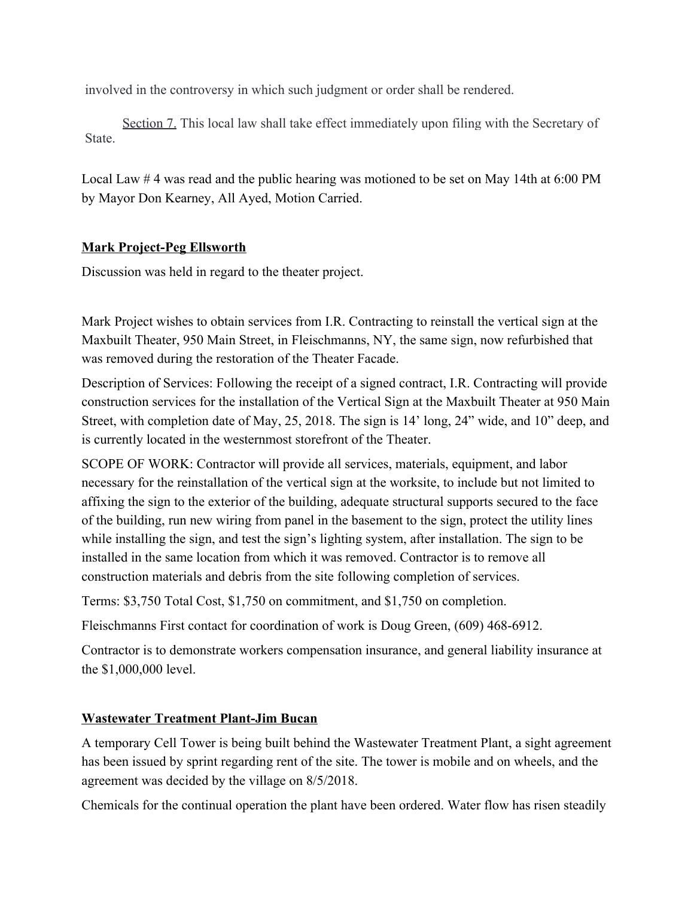involved in the controversy in which such judgment or order shall be rendered.

Section 7. This local law shall take effect immediately upon filing with the Secretary of State.

Local Law # 4 was read and the public hearing was motioned to be set on May 14th at 6:00 PM by Mayor Don Kearney, All Ayed, Motion Carried.

**Mark Project-Peg Ellsworth**

Discussion was held in regard to the theater project.

Mark Project wishes to obtain services from I.R. Contracting to reinstall the vertical sign at the Maxbuilt Theater, 950 Main Street, in Fleischmanns, NY, the same sign, now refurbished that was removed during the restoration of the Theater Facade.

Description of Services: Following the receipt of a signed contract, I.R. Contracting will provide construction services for the installation of the Vertical Sign at the Maxbuilt Theater at 950 Main Street, with completion date of May, 25, 2018. The sign is 14' long, 24" wide, and 10" deep, and is currently located in the westernmost storefront of the Theater.

SCOPE OF WORK: Contractor will provide all services, materials, equipment, and labor necessary for the reinstallation of the vertical sign at the worksite, to include but not limited to affixing the sign to the exterior of the building, adequate structural supports secured to the face of the building, run new wiring from panel in the basement to the sign, protect the utility lines while installing the sign, and test the sign's lighting system, after installation. The sign to be installed in the same location from which it was removed. Contractor is to remove all construction materials and debris from the site following completion of services.

Terms: $3,750 Total Cost, $1,750 on commitment, and $1,750 on completion.

Fleischmanns First contact for coordination of work is Doug Green, (609) 468-6912.

Contractor is to demonstrate workers compensation insurance, and general liability insurance at the $1,000,000 level.

**Wastewater Treatment Plant-Jim Bucan**

A temporary Cell Tower is being built behind the Wastewater Treatment Plant, a sight agreement has been issued by sprint regarding rent of the site. The tower is mobile and on wheels, and the agreement was decided by the village on 8/5/2018.

Chemicals for the continual operation the plant have been ordered. Water flow has risen steadily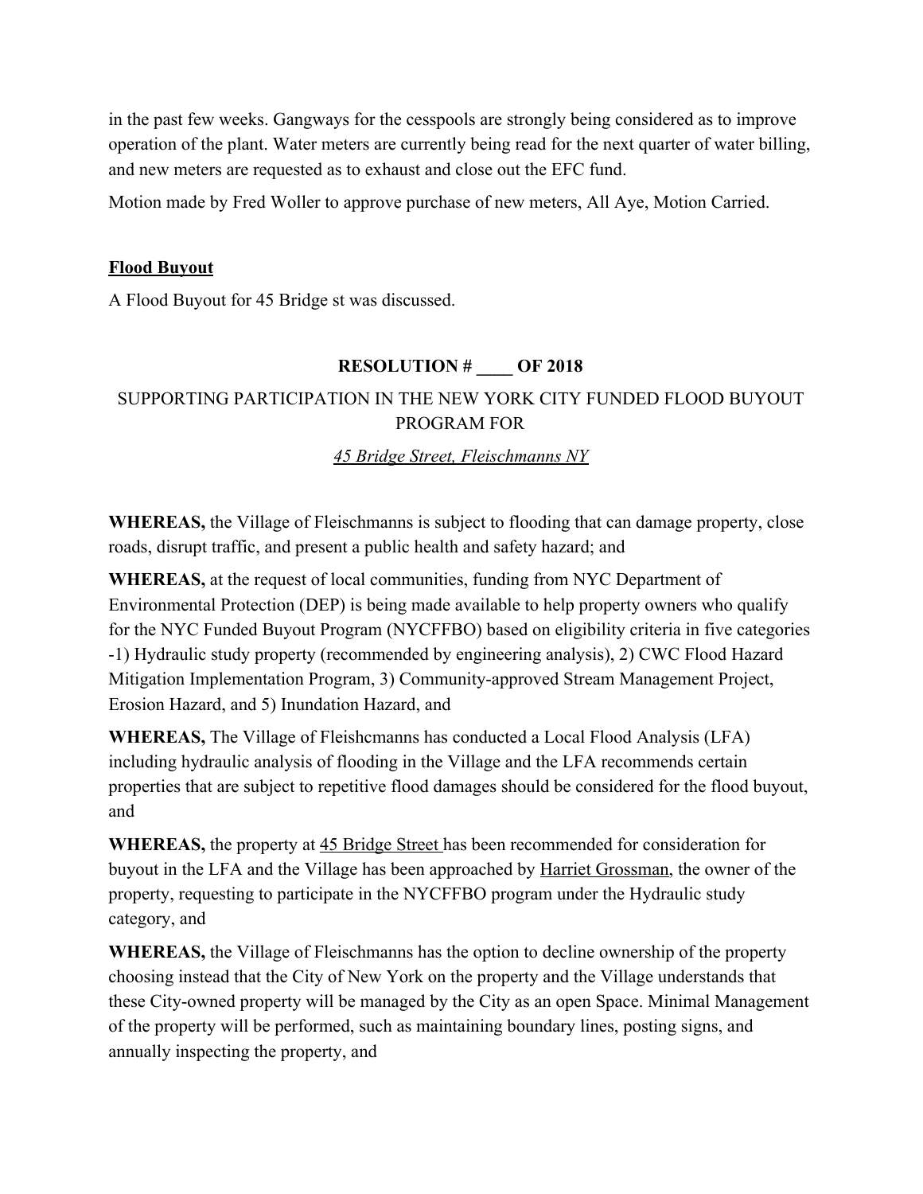in the past few weeks. Gangways for the cesspools are strongly being considered as to improve operation of the plant. Water meters are currently being read for the next quarter of water billing, and new meters are requested as to exhaust and close out the EFC fund.

Motion made by Fred Woller to approve purchase of new meters, All Aye, Motion Carried.

**Flood Buyout**

A Flood Buyout for 45 Bridge st was discussed.

**RESOLUTION # ____ OF 2018**

SUPPORTING PARTICIPATION IN THE NEW YORK CITY FUNDED FLOOD BUYOUT PROGRAM FOR

*45 Bridge Street, Fleischmanns NY*

**WHEREAS,** the Village of Fleischmanns is subject to flooding that can damage property, close roads, disrupt traffic, and present a public health and safety hazard; and

**WHEREAS,** at the request of local communities, funding from NYC Department of Environmental Protection (DEP) is being made available to help property owners who qualify for the NYC Funded Buyout Program (NYCFFBO) based on eligibility criteria in five categories -1) Hydraulic study property (recommended by engineering analysis), 2) CWC Flood Hazard Mitigation Implementation Program, 3) Community-approved Stream Management Project, Erosion Hazard, and 5) Inundation Hazard, and

**WHEREAS,** The Village of Fleishcmanns has conducted a Local Flood Analysis (LFA) including hydraulic analysis of flooding in the Village and the LFA recommends certain properties that are subject to repetitive flood damages should be considered for the flood buyout, and

**WHEREAS,** the property at 45 Bridge Street has been recommended for consideration for buyout in the LFA and the Village has been approached by Harriet Grossman, the owner of the property, requesting to participate in the NYCFFBO program under the Hydraulic study category, and

**WHEREAS,** the Village of Fleischmanns has the option to decline ownership of the property choosing instead that the City of New York on the property and the Village understands that these City-owned property will be managed by the City as an open Space. Minimal Management of the property will be performed, such as maintaining boundary lines, posting signs, and annually inspecting the property, and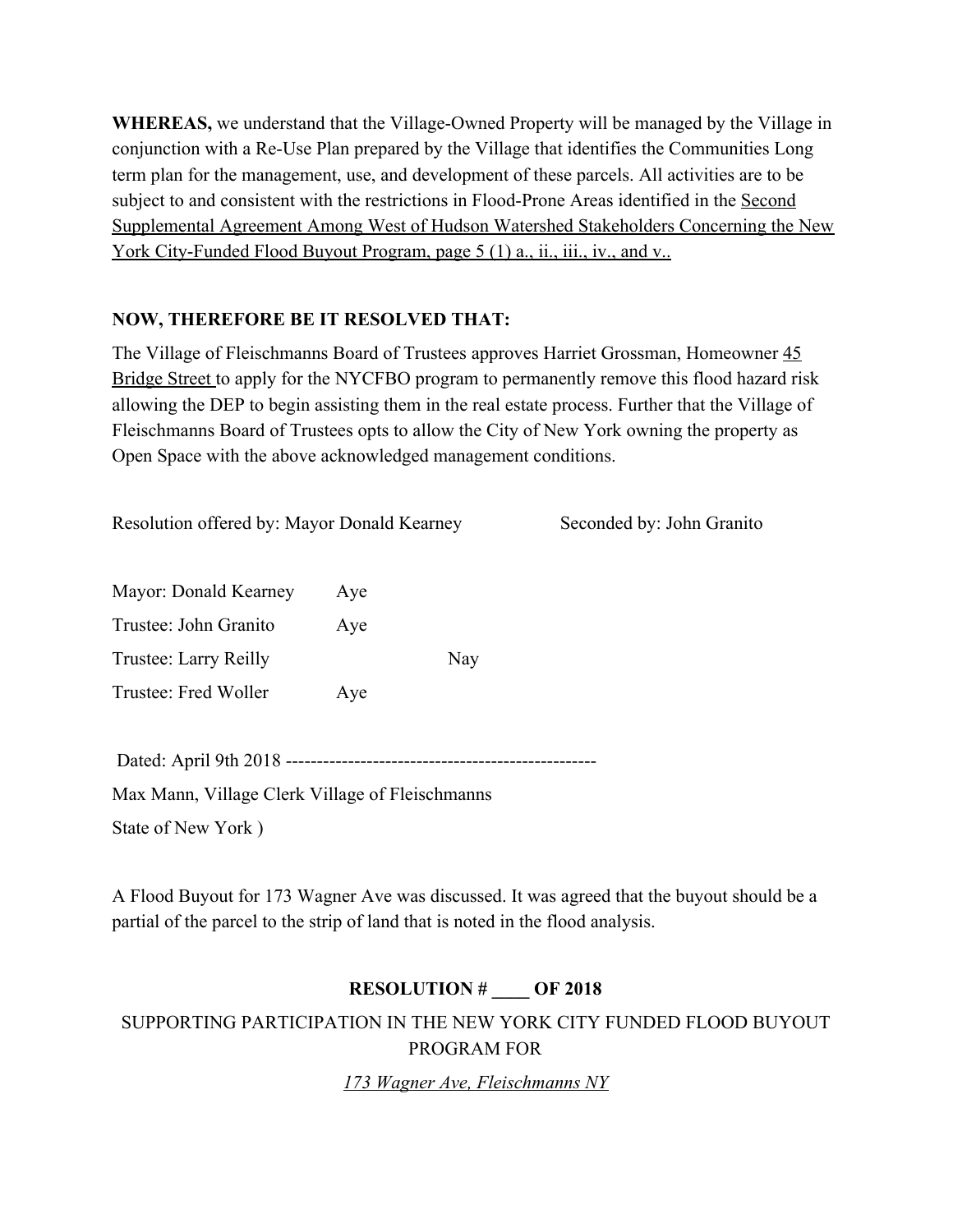**WHEREAS,** we understand that the Village-Owned Property will be managed by the Village in conjunction with a Re-Use Plan prepared by the Village that identifies the Communities Long term plan for the management, use, and development of these parcels. All activities are to be subject to and consistent with the restrictions in Flood-Prone Areas identified in the Second Supplemental Agreement Among West of Hudson Watershed Stakeholders Concerning the New York City-Funded Flood Buyout Program, page 5 (1) a., ii., iii., iv., and v..

**NOW, THEREFORE BE IT RESOLVED THAT:**

The Village of Fleischmanns Board of Trustees approves Harriet Grossman, Homeowner 45 Bridge Street to apply for the NYCFBO program to permanently remove this flood hazard risk allowing the DEP to begin assisting them in the real estate process. Further that the Village of Fleischmanns Board of Trustees opts to allow the City of New York owning the property as Open Space with the above acknowledged management conditions.

Resolution offered by: Mayor Donald Kearney Seconded by: John Granito

| | | |
|---|---|---|
| Mayor: Donald Kearney | Aye | |
| Trustee: John Granito | Aye | |
| Trustee: Larry Reilly | | Nay |
| Trustee: Fred Woller | Aye | |

Dated: April 9th 2018 --------------------------------------------------

Max Mann, Village Clerk Village of Fleischmanns

State of New York )

A Flood Buyout for 173 Wagner Ave was discussed. It was agreed that the buyout should be a partial of the parcel to the strip of land that is noted in the flood analysis.

**RESOLUTION # ____ OF 2018**

SUPPORTING PARTICIPATION IN THE NEW YORK CITY FUNDED FLOOD BUYOUT PROGRAM FOR

*173 Wagner Ave, Fleischmanns NY*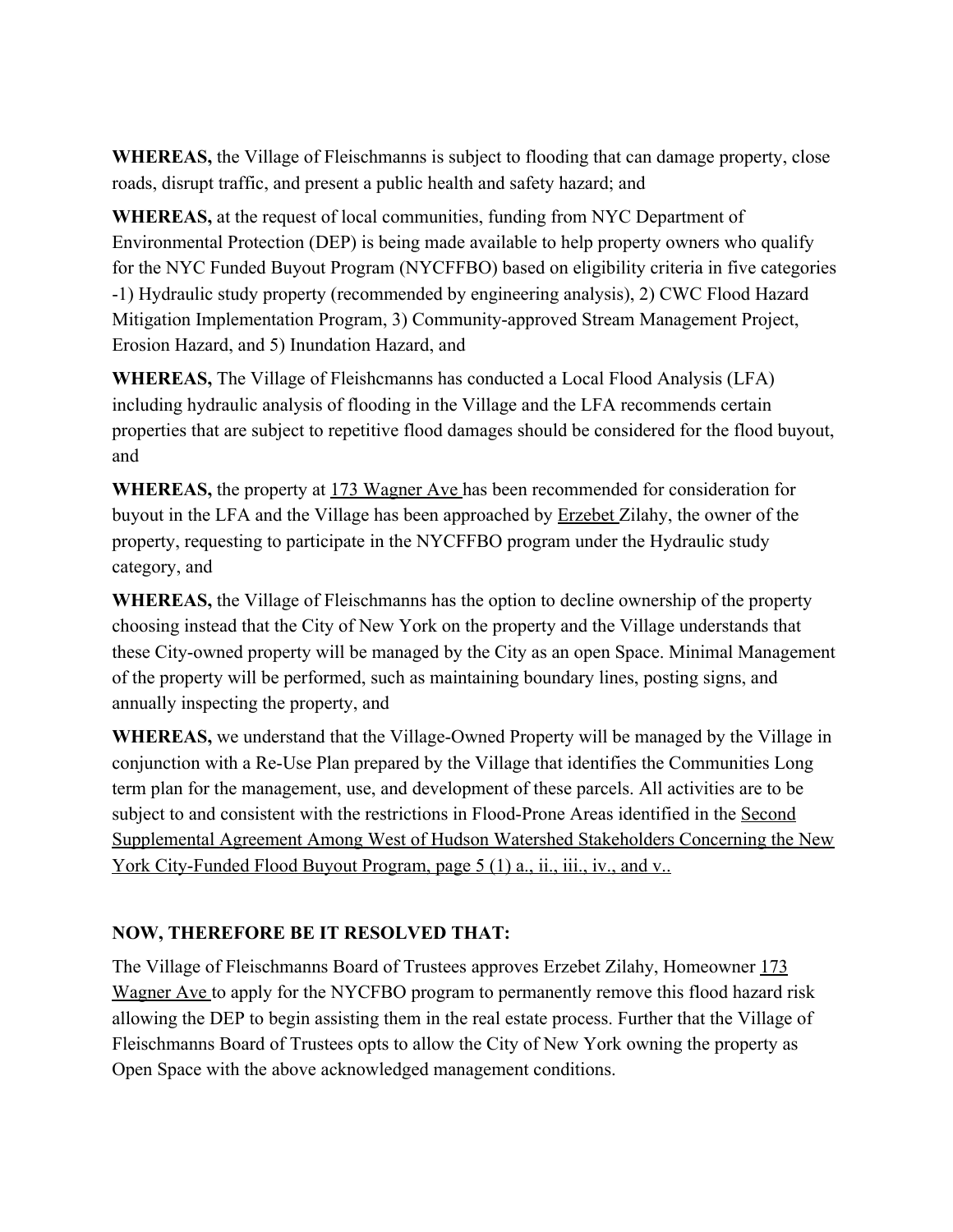**WHEREAS,** the Village of Fleischmanns is subject to flooding that can damage property, close roads, disrupt traffic, and present a public health and safety hazard; and

**WHEREAS,** at the request of local communities, funding from NYC Department of Environmental Protection (DEP) is being made available to help property owners who qualify for the NYC Funded Buyout Program (NYCFFBO) based on eligibility criteria in five categories -1) Hydraulic study property (recommended by engineering analysis), 2) CWC Flood Hazard Mitigation Implementation Program, 3) Community-approved Stream Management Project, Erosion Hazard, and 5) Inundation Hazard, and

**WHEREAS,** The Village of Fleishcmanns has conducted a Local Flood Analysis (LFA) including hydraulic analysis of flooding in the Village and the LFA recommends certain properties that are subject to repetitive flood damages should be considered for the flood buyout, and

**WHEREAS,** the property at 173 Wagner Ave has been recommended for consideration for buyout in the LFA and the Village has been approached by Erzebet Zilahy, the owner of the property, requesting to participate in the NYCFFBO program under the Hydraulic study category, and

**WHEREAS,** the Village of Fleischmanns has the option to decline ownership of the property choosing instead that the City of New York on the property and the Village understands that these City-owned property will be managed by the City as an open Space. Minimal Management of the property will be performed, such as maintaining boundary lines, posting signs, and annually inspecting the property, and

**WHEREAS,** we understand that the Village-Owned Property will be managed by the Village in conjunction with a Re-Use Plan prepared by the Village that identifies the Communities Long term plan for the management, use, and development of these parcels. All activities are to be subject to and consistent with the restrictions in Flood-Prone Areas identified in the Second Supplemental Agreement Among West of Hudson Watershed Stakeholders Concerning the New York City-Funded Flood Buyout Program, page 5 (1) a., ii., iii., iv., and v..

**NOW, THEREFORE BE IT RESOLVED THAT:**

The Village of Fleischmanns Board of Trustees approves Erzebet Zilahy, Homeowner 173 Wagner Ave to apply for the NYCFBO program to permanently remove this flood hazard risk allowing the DEP to begin assisting them in the real estate process. Further that the Village of Fleischmanns Board of Trustees opts to allow the City of New York owning the property as Open Space with the above acknowledged management conditions.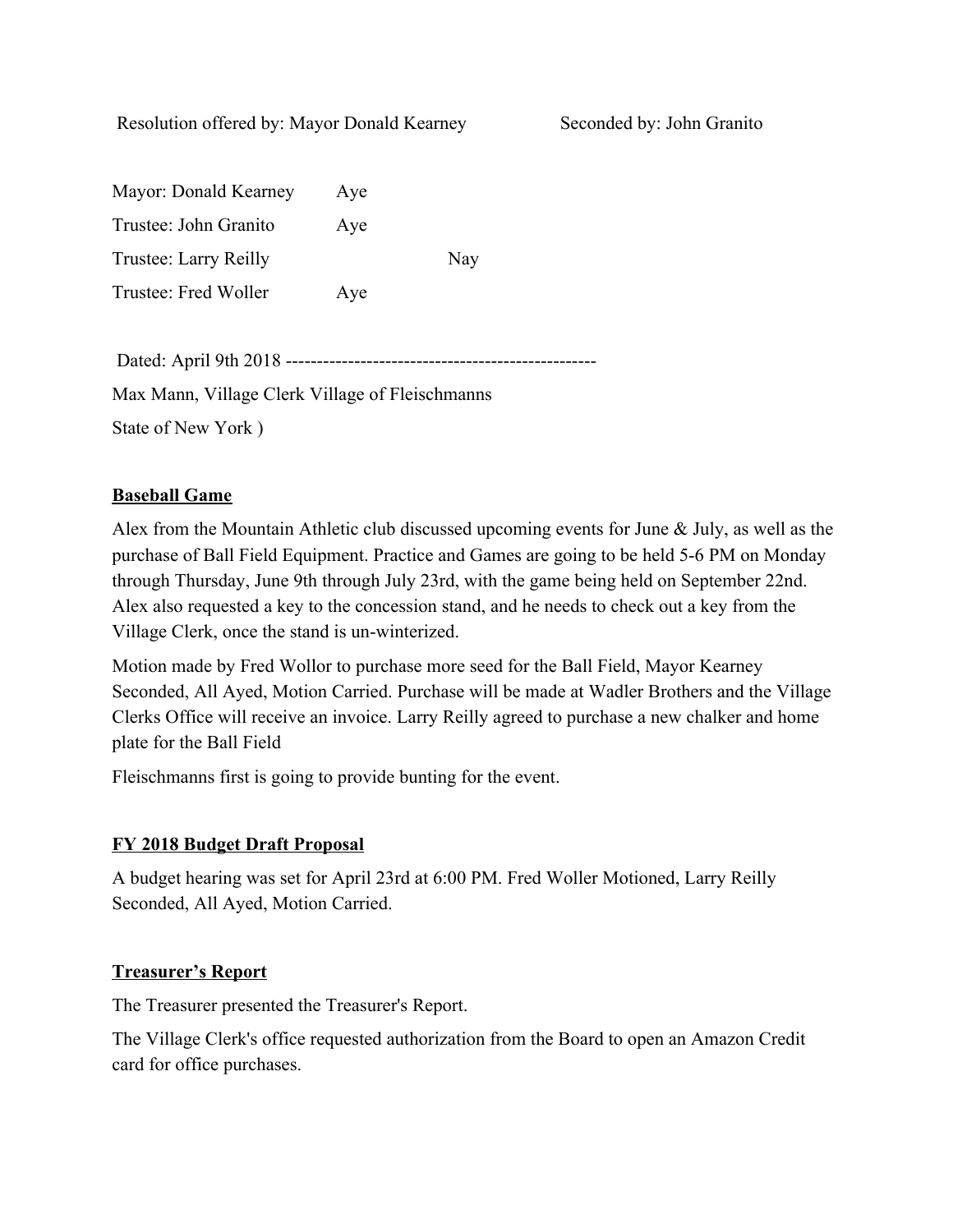Resolution offered by: Mayor Donald Kearney Seconded by: John Granito

| | Aye | Nay |
|---|---|---|
| Mayor: Donald Kearney | Aye | |
| Trustee: John Granito | Aye | |
| Trustee: Larry Reilly | | Nay |
| Trustee: Fred Woller | Aye | |

Dated: April 9th 2018 -------------------------------------------------

Max Mann, Village Clerk Village of Fleischmanns

State of New York )

**Baseball Game**

Alex from the Mountain Athletic club discussed upcoming events for June & July, as well as the purchase of Ball Field Equipment. Practice and Games are going to be held 5-6 PM on Monday through Thursday, June 9th through July 23rd, with the game being held on September 22nd. Alex also requested a key to the concession stand, and he needs to check out a key from the Village Clerk, once the stand is un-winterized.

Motion made by Fred Wollor to purchase more seed for the Ball Field, Mayor Kearney Seconded, All Ayed, Motion Carried. Purchase will be made at Wadler Brothers and the Village Clerks Office will receive an invoice. Larry Reilly agreed to purchase a new chalker and home plate for the Ball Field

Fleischmanns first is going to provide bunting for the event.

**FY 2018 Budget Draft Proposal**

A budget hearing was set for April 23rd at 6:00 PM. Fred Woller Motioned, Larry Reilly Seconded, All Ayed, Motion Carried.

**Treasurer's Report**

The Treasurer presented the Treasurer's Report.

The Village Clerk's office requested authorization from the Board to open an Amazon Credit card for office purchases.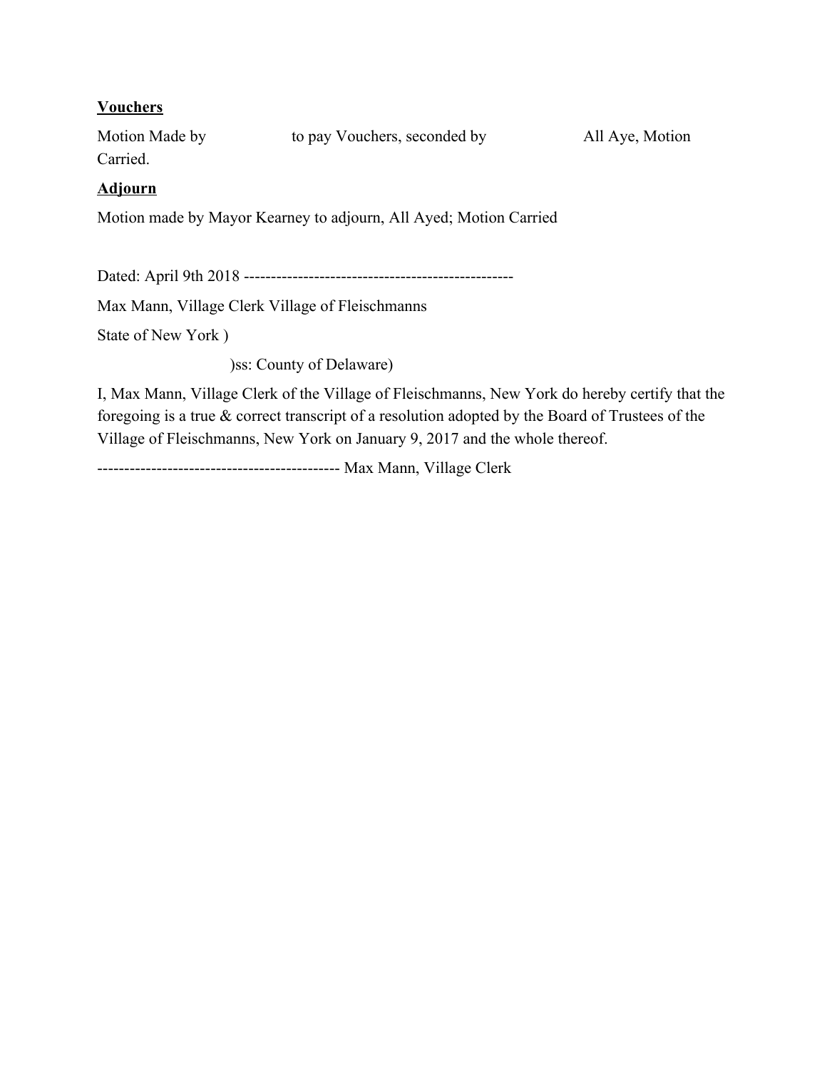**Vouchers**

Motion Made by                    to pay Vouchers, seconded by                    All Aye, Motion Carried.

**Adjourn**

Motion made by Mayor Kearney to adjourn, All Ayed; Motion Carried

Dated: April 9th 2018 --------------------------------------------------

Max Mann, Village Clerk Village of Fleischmanns

State of New York )

)ss: County of Delaware)

I, Max Mann, Village Clerk of the Village of Fleischmanns, New York do hereby certify that the foregoing is a true & correct transcript of a resolution adopted by the Board of Trustees of the Village of Fleischmanns, New York on January 9, 2017 and the whole thereof.

--------------------------------------------- Max Mann, Village Clerk